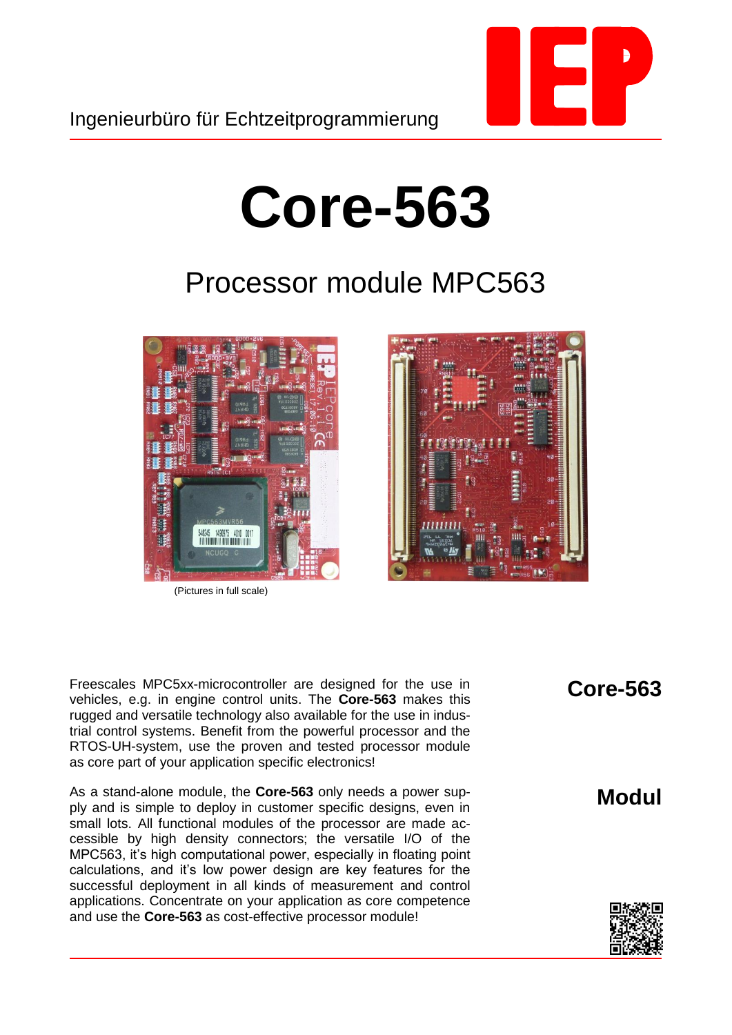Ingenieurbüro für Echtzeitprogrammierung

# Core-563

## Processor module MPC563

(Pictures in full scale)

**Core-563**

Freescales MPC5xx-microcontroller are designed for the use in vehicles, e.g. in engine control units. The **Core-563** makes this rugged and versatile technology also available for the use in industrial control systems. Benefit from the powerful processor and the RTOS-UH-system, use the proven and tested processor module as core part of your application specific electronics!

**Modul**

As a stand-alone module, the **Core-563** only needs a power supply and is simple to deploy in customer specific designs, even in small lots. All functional modules of the processor are made accessible by high density connectors; the versatile I/O of the MPC563, it's high computational power, especially in floating point calculations, and it's low power design are key features for the successful deployment in all kinds of measurement and control applications. Concentrate on your application as core competence and use the **Core-563** as cost-effective processor module!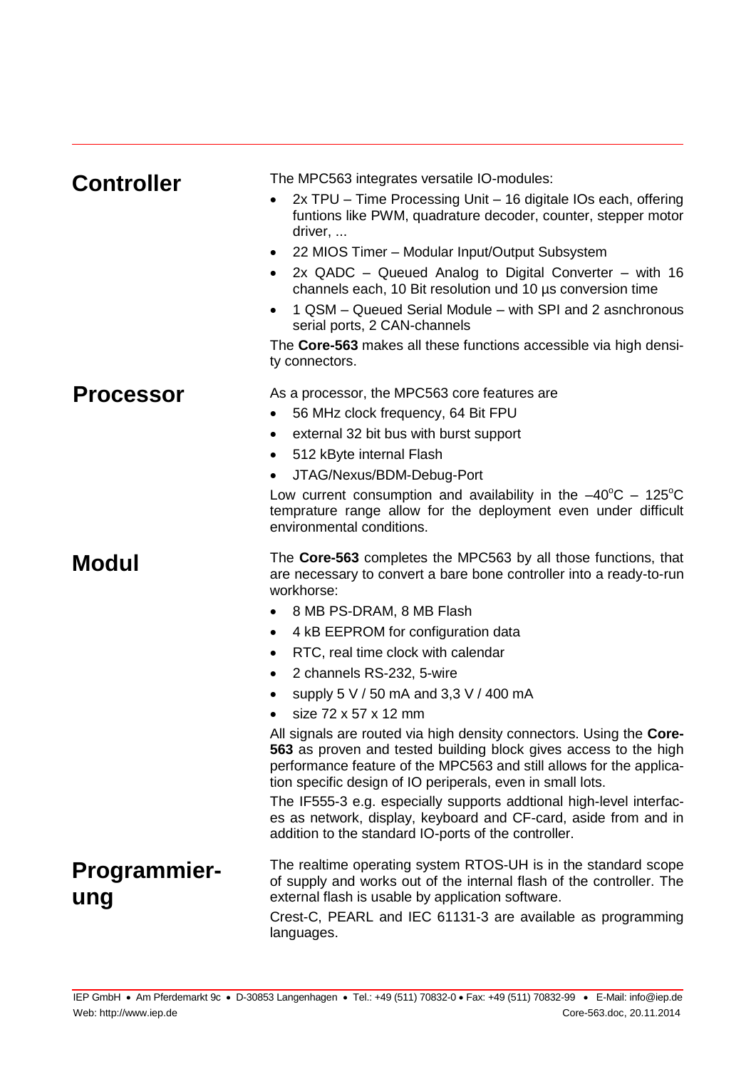## Controller

The MPC563 integrates versatile IO-modules:

- 2x TPU – Time Processing Unit – 16 digitale IOs each, offering funtions like PWM, quadrature decoder, counter, stepper motor driver, ...
- 22 MIOS Timer – Modular Input/Output Subsystem
- 2x QADC – Queued Analog to Digital Converter – with 16 channels each, 10 Bit resolution und 10 µs conversion time
- 1 QSM – Queued Serial Module – with SPI and 2 asnchronous serial ports, 2 CAN-channels

The **Core-563** makes all these functions accessible via high density connectors.

## Processor

As a processor, the MPC563 core features are

- 56 MHz clock frequency, 64 Bit FPU
- external 32 bit bus with burst support
- 512 kByte internal Flash
- JTAG/Nexus/BDM-Debug-Port

Low current consumption and availability in the –40°C – 125°C temprature range allow for the deployment even under difficult environmental conditions.

## Modul

The **Core-563** completes the MPC563 by all those functions, that are necessary to convert a bare bone controller into a ready-to-run workhorse:

- 8 MB PS-DRAM, 8 MB Flash
- 4 kB EEPROM for configuration data
- RTC, real time clock with calendar
- 2 channels RS-232, 5-wire
- supply 5 V / 50 mA and 3,3 V / 400 mA
- size 72 x 57 x 12 mm

All signals are routed via high density connectors. Using the **Core-563** as proven and tested building block gives access to the high performance feature of the MPC563 and still allows for the application specific design of IO periperals, even in small lots.

The IF555-3 e.g. especially supports addtional high-level interfaces as network, display, keyboard and CF-card, aside from and in addition to the standard IO-ports of the controller.

## Programmierung

The realtime operating system RTOS-UH is in the standard scope of supply and works out of the internal flash of the controller. The external flash is usable by application software.

Crest-C, PEARL and IEC 61131-3 are available as programming languages.

IEP GmbH • Am Pferdemarkt 9c • D-30853 Langenhagen • Tel.: +49 (511) 70832-0 • Fax: +49 (511) 70832-99 • E-Mail: info@iep.de
Web: http://www.iep.de Core-563.doc, 20.11.2014